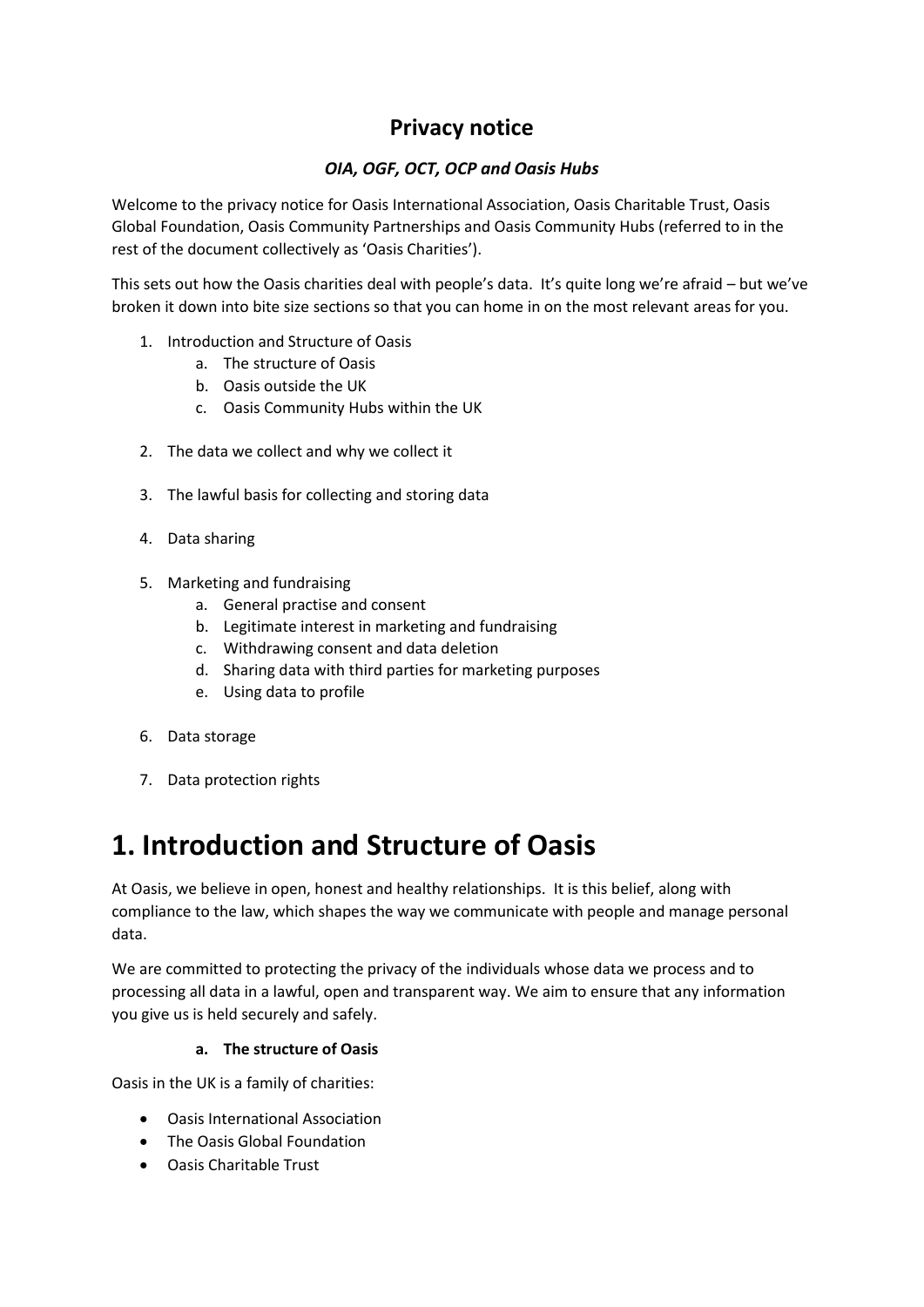## Privacy notice

***OIA, OGF, OCT, OCP and Oasis Hubs***

Welcome to the privacy notice for Oasis International Association, Oasis Charitable Trust, Oasis Global Foundation, Oasis Community Partnerships and Oasis Community Hubs (referred to in the rest of the document collectively as 'Oasis Charities').

This sets out how the Oasis charities deal with people's data. It's quite long we're afraid – but we've broken it down into bite size sections so that you can home in on the most relevant areas for you.

1. Introduction and Structure of Oasis
    a. The structure of Oasis
    b. Oasis outside the UK
    c. Oasis Community Hubs within the UK
2. The data we collect and why we collect it
3. The lawful basis for collecting and storing data
4. Data sharing
5. Marketing and fundraising
    a. General practise and consent
    b. Legitimate interest in marketing and fundraising
    c. Withdrawing consent and data deletion
    d. Sharing data with third parties for marketing purposes
    e. Using data to profile
6. Data storage
7. Data protection rights

# 1. Introduction and Structure of Oasis

At Oasis, we believe in open, honest and healthy relationships. It is this belief, along with compliance to the law, which shapes the way we communicate with people and manage personal data.

We are committed to protecting the privacy of the individuals whose data we process and to processing all data in a lawful, open and transparent way. We aim to ensure that any information you give us is held securely and safely.

**a. The structure of Oasis**

Oasis in the UK is a family of charities:

- Oasis International Association
- The Oasis Global Foundation
- Oasis Charitable Trust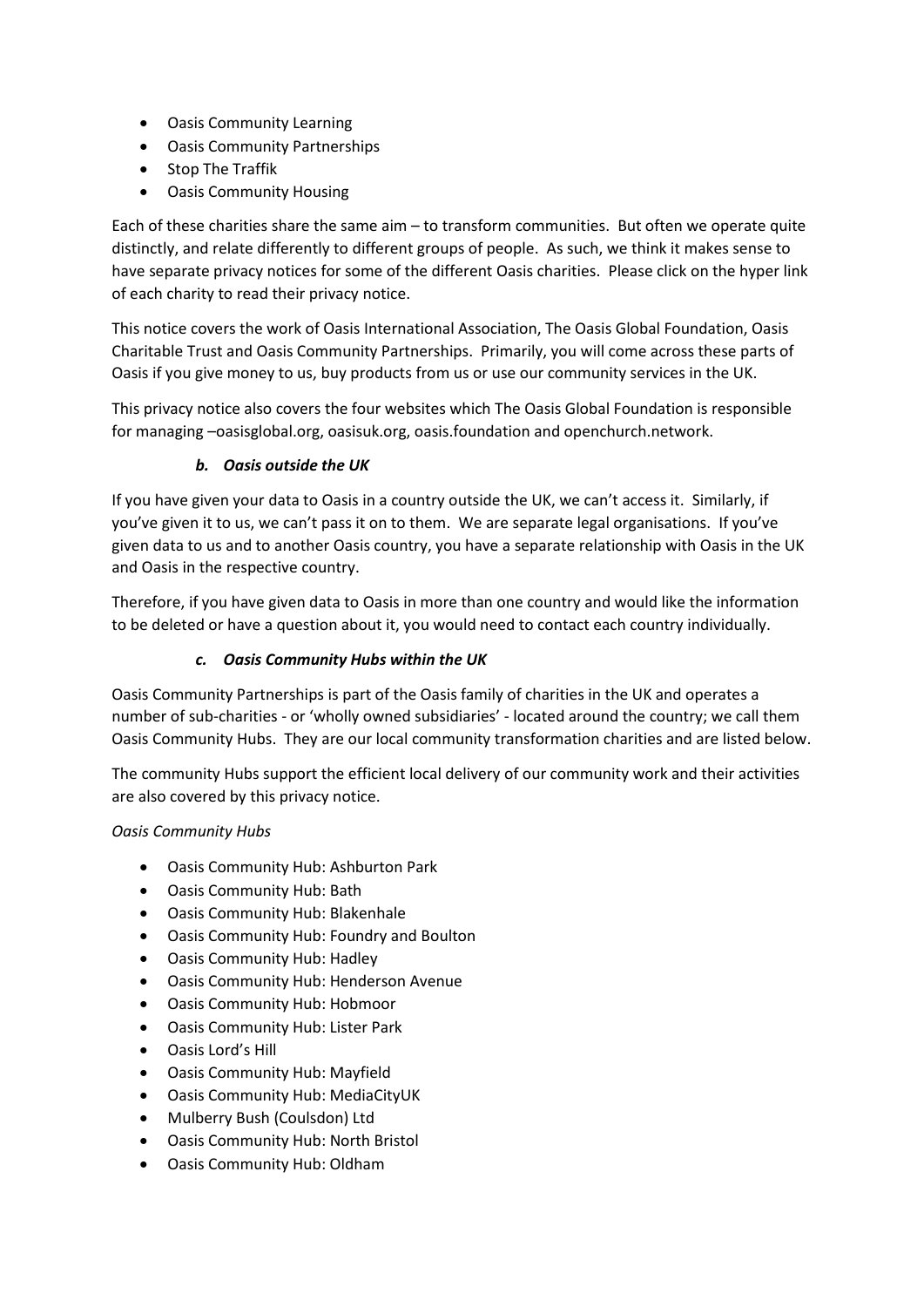- Oasis Community Learning
- Oasis Community Partnerships
- Stop The Traffik
- Oasis Community Housing

Each of these charities share the same aim – to transform communities. But often we operate quite distinctly, and relate differently to different groups of people. As such, we think it makes sense to have separate privacy notices for some of the different Oasis charities. Please click on the hyper link of each charity to read their privacy notice.

This notice covers the work of Oasis International Association, The Oasis Global Foundation, Oasis Charitable Trust and Oasis Community Partnerships. Primarily, you will come across these parts of Oasis if you give money to us, buy products from us or use our community services in the UK.

This privacy notice also covers the four websites which The Oasis Global Foundation is responsible for managing –oasisglobal.org, oasisuk.org, oasis.foundation and openchurch.network.

### *b. Oasis outside the UK*

If you have given your data to Oasis in a country outside the UK, we can't access it. Similarly, if you've given it to us, we can't pass it on to them. We are separate legal organisations. If you've given data to us and to another Oasis country, you have a separate relationship with Oasis in the UK and Oasis in the respective country.

Therefore, if you have given data to Oasis in more than one country and would like the information to be deleted or have a question about it, you would need to contact each country individually.

### *c. Oasis Community Hubs within the UK*

Oasis Community Partnerships is part of the Oasis family of charities in the UK and operates a number of sub-charities - or 'wholly owned subsidiaries' - located around the country; we call them Oasis Community Hubs. They are our local community transformation charities and are listed below.

The community Hubs support the efficient local delivery of our community work and their activities are also covered by this privacy notice.

*Oasis Community Hubs*

- Oasis Community Hub: Ashburton Park
- Oasis Community Hub: Bath
- Oasis Community Hub: Blakenhale
- Oasis Community Hub: Foundry and Boulton
- Oasis Community Hub: Hadley
- Oasis Community Hub: Henderson Avenue
- Oasis Community Hub: Hobmoor
- Oasis Community Hub: Lister Park
- Oasis Lord's Hill
- Oasis Community Hub: Mayfield
- Oasis Community Hub: MediaCityUK
- Mulberry Bush (Coulsdon) Ltd
- Oasis Community Hub: North Bristol
- Oasis Community Hub: Oldham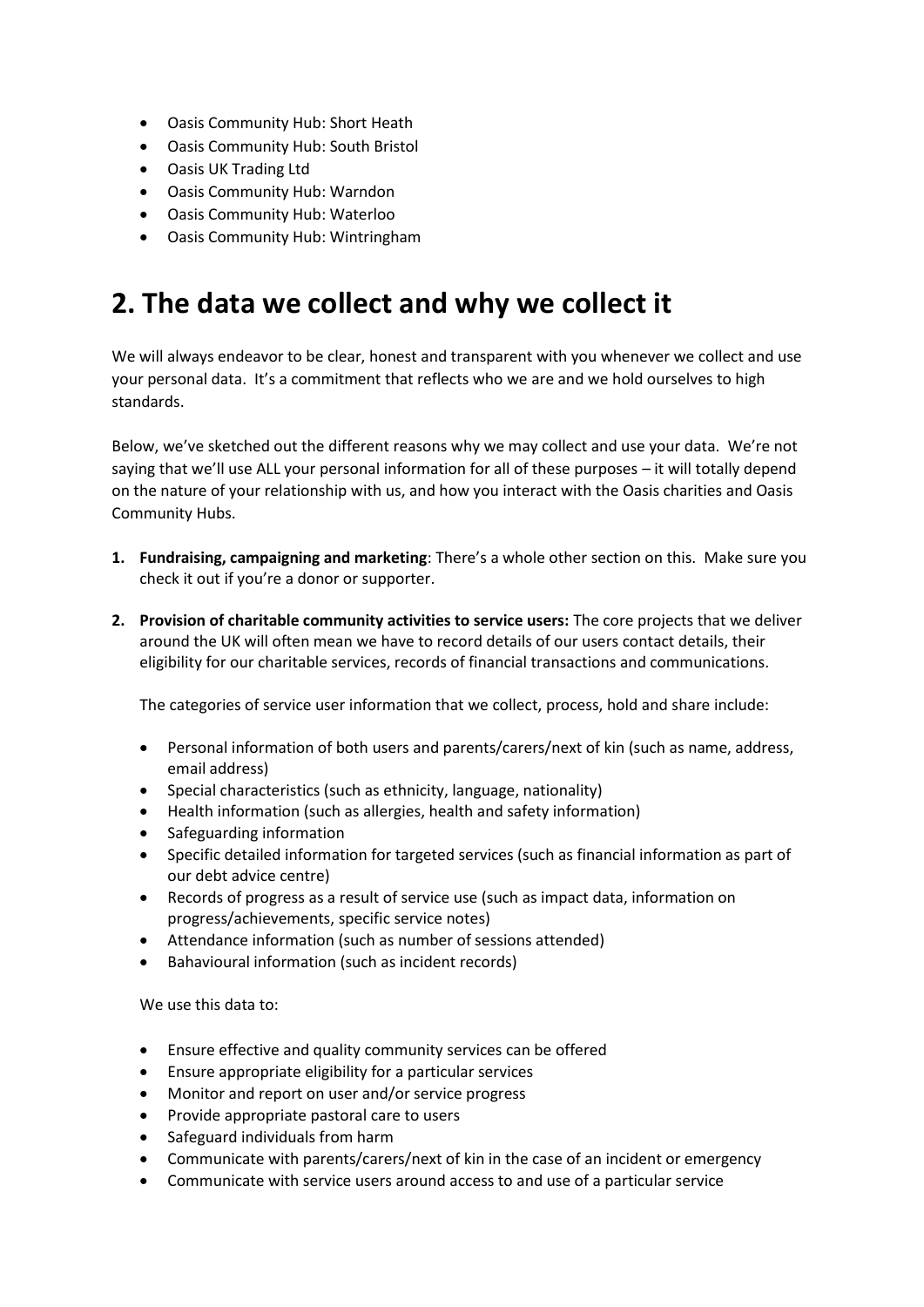- Oasis Community Hub: Short Heath
- Oasis Community Hub: South Bristol
- Oasis UK Trading Ltd
- Oasis Community Hub: Warndon
- Oasis Community Hub: Waterloo
- Oasis Community Hub: Wintringham

# 2. The data we collect and why we collect it

We will always endeavor to be clear, honest and transparent with you whenever we collect and use your personal data. It's a commitment that reflects who we are and we hold ourselves to high standards.

Below, we've sketched out the different reasons why we may collect and use your data. We're not saying that we'll use ALL your personal information for all of these purposes – it will totally depend on the nature of your relationship with us, and how you interact with the Oasis charities and Oasis Community Hubs.

1. **Fundraising, campaigning and marketing**: There's a whole other section on this. Make sure you check it out if you're a donor or supporter.

2. **Provision of charitable community activities to service users:** The core projects that we deliver around the UK will often mean we have to record details of our users contact details, their eligibility for our charitable services, records of financial transactions and communications.

   The categories of service user information that we collect, process, hold and share include:

   - Personal information of both users and parents/carers/next of kin (such as name, address, email address)
   - Special characteristics (such as ethnicity, language, nationality)
   - Health information (such as allergies, health and safety information)
   - Safeguarding information
   - Specific detailed information for targeted services (such as financial information as part of our debt advice centre)
   - Records of progress as a result of service use (such as impact data, information on progress/achievements, specific service notes)
   - Attendance information (such as number of sessions attended)
   - Bahavioural information (such as incident records)

   We use this data to:

   - Ensure effective and quality community services can be offered
   - Ensure appropriate eligibility for a particular services
   - Monitor and report on user and/or service progress
   - Provide appropriate pastoral care to users
   - Safeguard individuals from harm
   - Communicate with parents/carers/next of kin in the case of an incident or emergency
   - Communicate with service users around access to and use of a particular service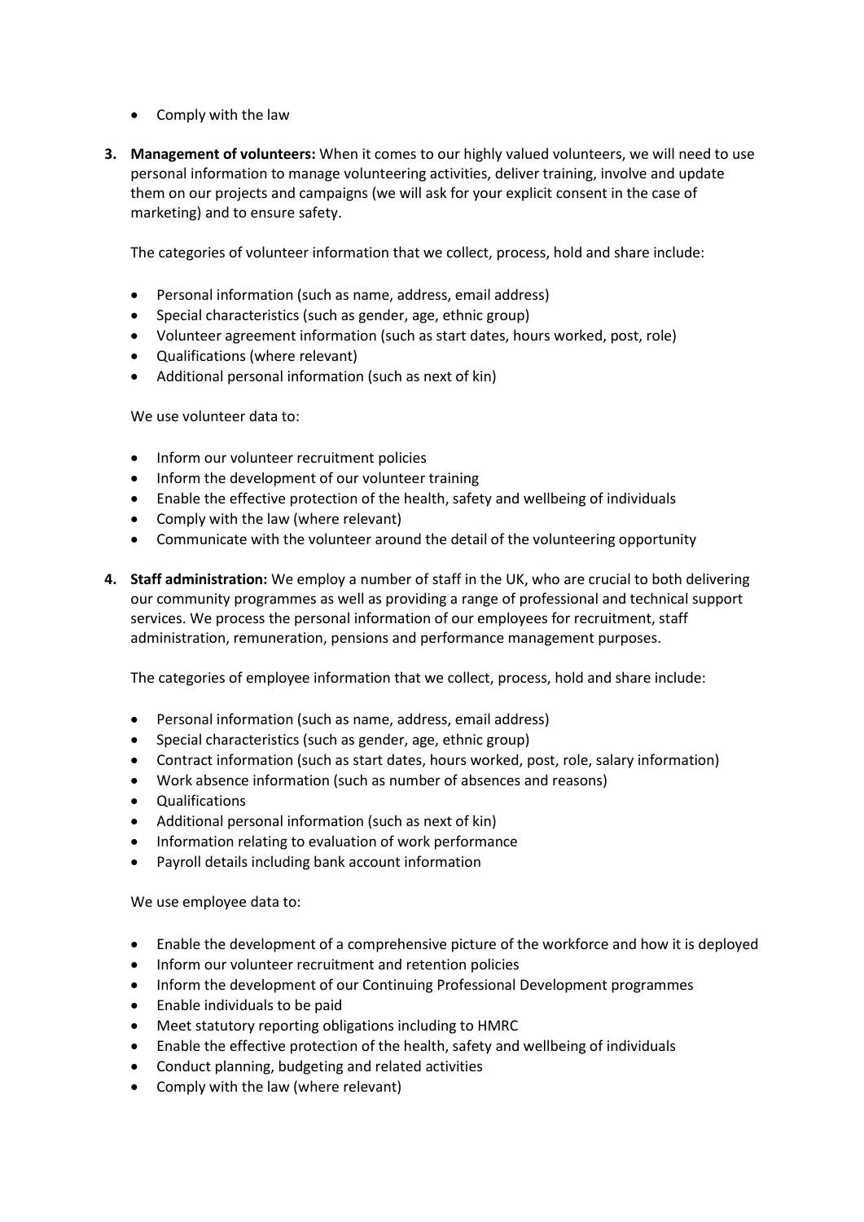- Comply with the law

3. **Management of volunteers:** When it comes to our highly valued volunteers, we will need to use personal information to manage volunteering activities, deliver training, involve and update them on our projects and campaigns (we will ask for your explicit consent in the case of marketing) and to ensure safety.

   The categories of volunteer information that we collect, process, hold and share include:

   - Personal information (such as name, address, email address)
   - Special characteristics (such as gender, age, ethnic group)
   - Volunteer agreement information (such as start dates, hours worked, post, role)
   - Qualifications (where relevant)
   - Additional personal information (such as next of kin)

   We use volunteer data to:

   - Inform our volunteer recruitment policies
   - Inform the development of our volunteer training
   - Enable the effective protection of the health, safety and wellbeing of individuals
   - Comply with the law (where relevant)
   - Communicate with the volunteer around the detail of the volunteering opportunity

4. **Staff administration:** We employ a number of staff in the UK, who are crucial to both delivering our community programmes as well as providing a range of professional and technical support services. We process the personal information of our employees for recruitment, staff administration, remuneration, pensions and performance management purposes.

   The categories of employee information that we collect, process, hold and share include:

   - Personal information (such as name, address, email address)
   - Special characteristics (such as gender, age, ethnic group)
   - Contract information (such as start dates, hours worked, post, role, salary information)
   - Work absence information (such as number of absences and reasons)
   - Qualifications
   - Additional personal information (such as next of kin)
   - Information relating to evaluation of work performance
   - Payroll details including bank account information

   We use employee data to:

   - Enable the development of a comprehensive picture of the workforce and how it is deployed
   - Inform our volunteer recruitment and retention policies
   - Inform the development of our Continuing Professional Development programmes
   - Enable individuals to be paid
   - Meet statutory reporting obligations including to HMRC
   - Enable the effective protection of the health, safety and wellbeing of individuals
   - Conduct planning, budgeting and related activities
   - Comply with the law (where relevant)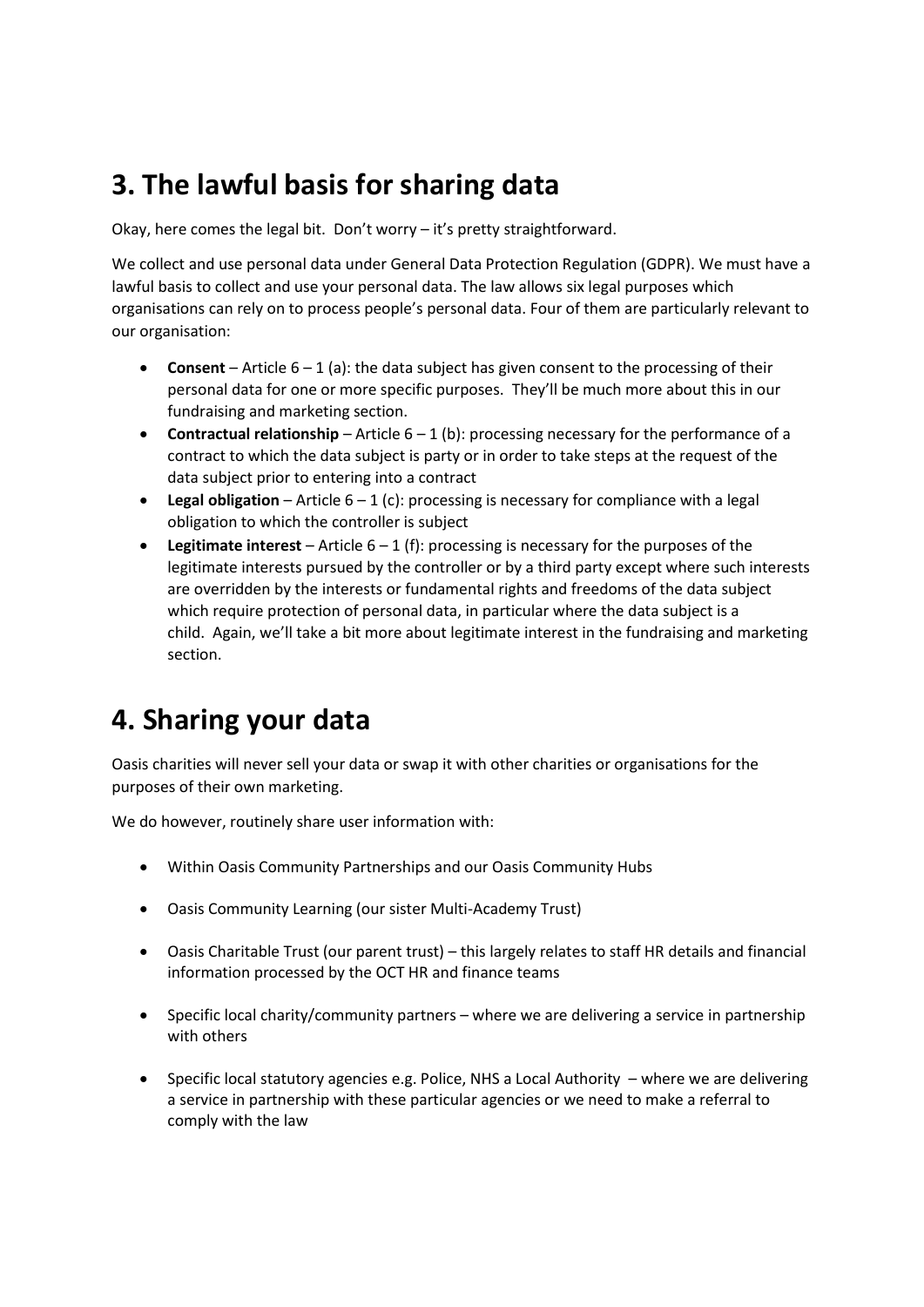## 3. The lawful basis for sharing data

Okay, here comes the legal bit. Don't worry – it's pretty straightforward.

We collect and use personal data under General Data Protection Regulation (GDPR). We must have a lawful basis to collect and use your personal data. The law allows six legal purposes which organisations can rely on to process people's personal data. Four of them are particularly relevant to our organisation:

- **Consent** – Article 6 – 1 (a): the data subject has given consent to the processing of their personal data for one or more specific purposes. They'll be much more about this in our fundraising and marketing section.
- **Contractual relationship** – Article 6 – 1 (b): processing necessary for the performance of a contract to which the data subject is party or in order to take steps at the request of the data subject prior to entering into a contract
- **Legal obligation** – Article 6 – 1 (c): processing is necessary for compliance with a legal obligation to which the controller is subject
- **Legitimate interest** – Article 6 – 1 (f): processing is necessary for the purposes of the legitimate interests pursued by the controller or by a third party except where such interests are overridden by the interests or fundamental rights and freedoms of the data subject which require protection of personal data, in particular where the data subject is a child. Again, we'll take a bit more about legitimate interest in the fundraising and marketing section.

## 4. Sharing your data

Oasis charities will never sell your data or swap it with other charities or organisations for the purposes of their own marketing.

We do however, routinely share user information with:

- Within Oasis Community Partnerships and our Oasis Community Hubs
- Oasis Community Learning (our sister Multi-Academy Trust)
- Oasis Charitable Trust (our parent trust) – this largely relates to staff HR details and financial information processed by the OCT HR and finance teams
- Specific local charity/community partners – where we are delivering a service in partnership with others
- Specific local statutory agencies e.g. Police, NHS a Local Authority – where we are delivering a service in partnership with these particular agencies or we need to make a referral to comply with the law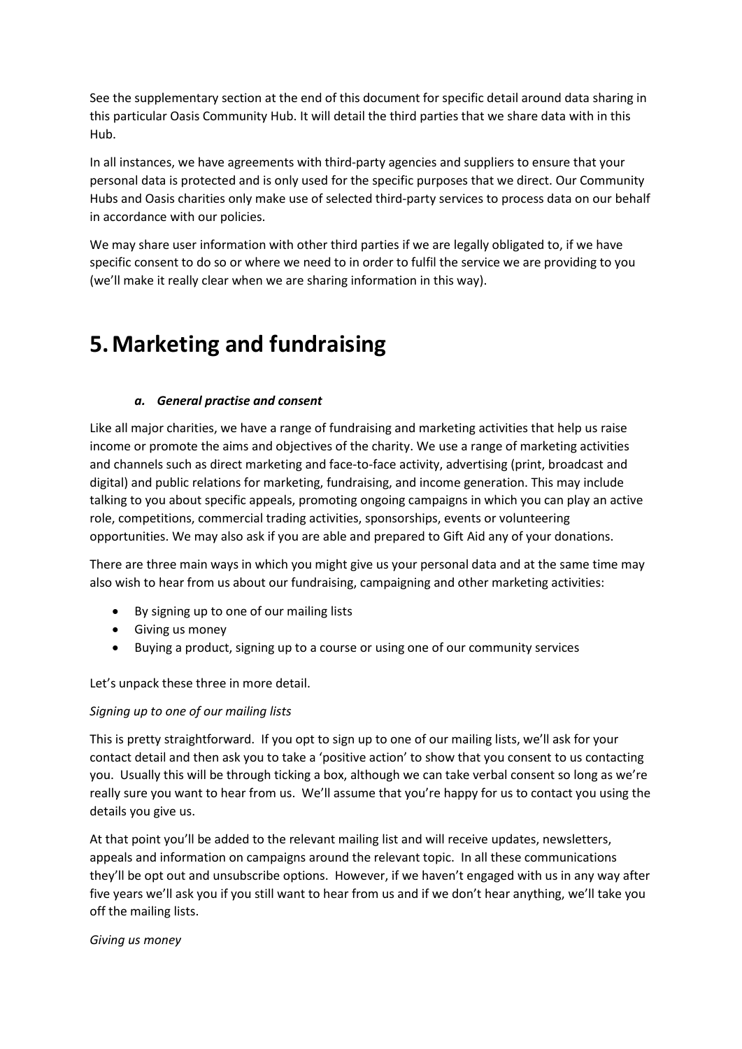See the supplementary section at the end of this document for specific detail around data sharing in this particular Oasis Community Hub. It will detail the third parties that we share data with in this Hub.

In all instances, we have agreements with third-party agencies and suppliers to ensure that your personal data is protected and is only used for the specific purposes that we direct. Our Community Hubs and Oasis charities only make use of selected third-party services to process data on our behalf in accordance with our policies.

We may share user information with other third parties if we are legally obligated to, if we have specific consent to do so or where we need to in order to fulfil the service we are providing to you (we'll make it really clear when we are sharing information in this way).

# 5. Marketing and fundraising

### *a. General practise and consent*

Like all major charities, we have a range of fundraising and marketing activities that help us raise income or promote the aims and objectives of the charity. We use a range of marketing activities and channels such as direct marketing and face-to-face activity, advertising (print, broadcast and digital) and public relations for marketing, fundraising, and income generation. This may include talking to you about specific appeals, promoting ongoing campaigns in which you can play an active role, competitions, commercial trading activities, sponsorships, events or volunteering opportunities. We may also ask if you are able and prepared to Gift Aid any of your donations.

There are three main ways in which you might give us your personal data and at the same time may also wish to hear from us about our fundraising, campaigning and other marketing activities:

- By signing up to one of our mailing lists
- Giving us money
- Buying a product, signing up to a course or using one of our community services

Let's unpack these three in more detail.

*Signing up to one of our mailing lists*

This is pretty straightforward. If you opt to sign up to one of our mailing lists, we'll ask for your contact detail and then ask you to take a 'positive action' to show that you consent to us contacting you. Usually this will be through ticking a box, although we can take verbal consent so long as we're really sure you want to hear from us. We'll assume that you're happy for us to contact you using the details you give us.

At that point you'll be added to the relevant mailing list and will receive updates, newsletters, appeals and information on campaigns around the relevant topic. In all these communications they'll be opt out and unsubscribe options. However, if we haven't engaged with us in any way after five years we'll ask you if you still want to hear from us and if we don't hear anything, we'll take you off the mailing lists.

*Giving us money*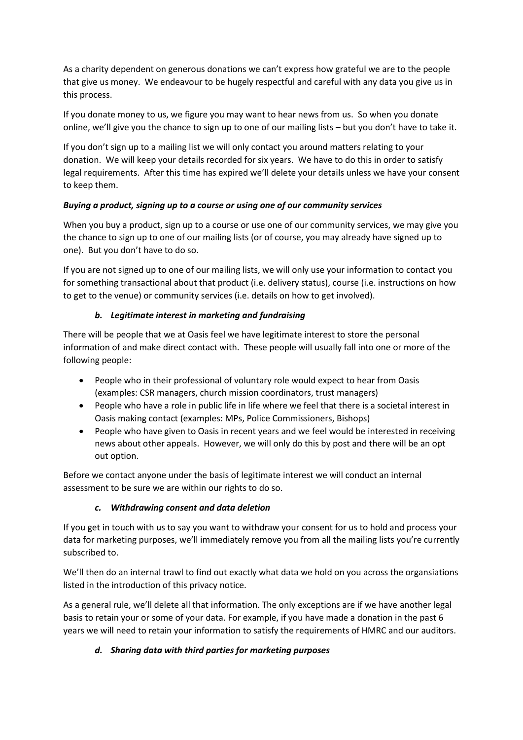As a charity dependent on generous donations we can't express how grateful we are to the people that give us money. We endeavour to be hugely respectful and careful with any data you give us in this process.

If you donate money to us, we figure you may want to hear news from us. So when you donate online, we'll give you the chance to sign up to one of our mailing lists – but you don't have to take it.

If you don't sign up to a mailing list we will only contact you around matters relating to your donation. We will keep your details recorded for six years. We have to do this in order to satisfy legal requirements. After this time has expired we'll delete your details unless we have your consent to keep them.

***Buying a product, signing up to a course or using one of our community services***

When you buy a product, sign up to a course or use one of our community services, we may give you the chance to sign up to one of our mailing lists (or of course, you may already have signed up to one). But you don't have to do so.

If you are not signed up to one of our mailing lists, we will only use your information to contact you for something transactional about that product (i.e. delivery status), course (i.e. instructions on how to get to the venue) or community services (i.e. details on how to get involved).

***b. Legitimate interest in marketing and fundraising***

There will be people that we at Oasis feel we have legitimate interest to store the personal information of and make direct contact with. These people will usually fall into one or more of the following people:

- People who in their professional of voluntary role would expect to hear from Oasis (examples: CSR managers, church mission coordinators, trust managers)
- People who have a role in public life in life where we feel that there is a societal interest in Oasis making contact (examples: MPs, Police Commissioners, Bishops)
- People who have given to Oasis in recent years and we feel would be interested in receiving news about other appeals. However, we will only do this by post and there will be an opt out option.

Before we contact anyone under the basis of legitimate interest we will conduct an internal assessment to be sure we are within our rights to do so.

***c. Withdrawing consent and data deletion***

If you get in touch with us to say you want to withdraw your consent for us to hold and process your data for marketing purposes, we'll immediately remove you from all the mailing lists you're currently subscribed to.

We'll then do an internal trawl to find out exactly what data we hold on you across the organsiations listed in the introduction of this privacy notice.

As a general rule, we'll delete all that information. The only exceptions are if we have another legal basis to retain your or some of your data. For example, if you have made a donation in the past 6 years we will need to retain your information to satisfy the requirements of HMRC and our auditors.

***d. Sharing data with third parties for marketing purposes***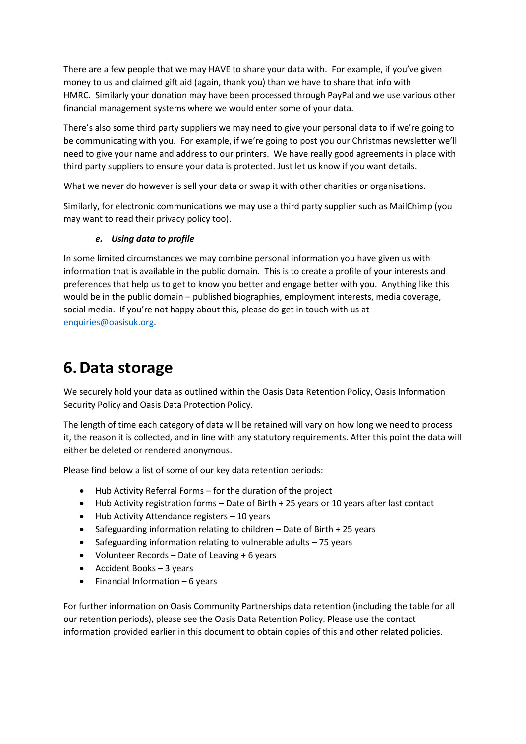There are a few people that we may HAVE to share your data with. For example, if you've given money to us and claimed gift aid (again, thank you) than we have to share that info with HMRC. Similarly your donation may have been processed through PayPal and we use various other financial management systems where we would enter some of your data.

There's also some third party suppliers we may need to give your personal data to if we're going to be communicating with you. For example, if we're going to post you our Christmas newsletter we'll need to give your name and address to our printers. We have really good agreements in place with third party suppliers to ensure your data is protected. Just let us know if you want details.

What we never do however is sell your data or swap it with other charities or organisations.

Similarly, for electronic communications we may use a third party supplier such as MailChimp (you may want to read their privacy policy too).

#### *e. Using data to profile*

In some limited circumstances we may combine personal information you have given us with information that is available in the public domain. This is to create a profile of your interests and preferences that help us to get to know you better and engage better with you. Anything like this would be in the public domain – published biographies, employment interests, media coverage, social media. If you're not happy about this, please do get in touch with us at enquiries@oasisuk.org.

# 6. Data storage

We securely hold your data as outlined within the Oasis Data Retention Policy, Oasis Information Security Policy and Oasis Data Protection Policy.

The length of time each category of data will be retained will vary on how long we need to process it, the reason it is collected, and in line with any statutory requirements. After this point the data will either be deleted or rendered anonymous.

Please find below a list of some of our key data retention periods:

- Hub Activity Referral Forms – for the duration of the project
- Hub Activity registration forms – Date of Birth + 25 years or 10 years after last contact
- Hub Activity Attendance registers – 10 years
- Safeguarding information relating to children – Date of Birth + 25 years
- Safeguarding information relating to vulnerable adults – 75 years
- Volunteer Records – Date of Leaving + 6 years
- Accident Books – 3 years
- Financial Information – 6 years

For further information on Oasis Community Partnerships data retention (including the table for all our retention periods), please see the Oasis Data Retention Policy. Please use the contact information provided earlier in this document to obtain copies of this and other related policies.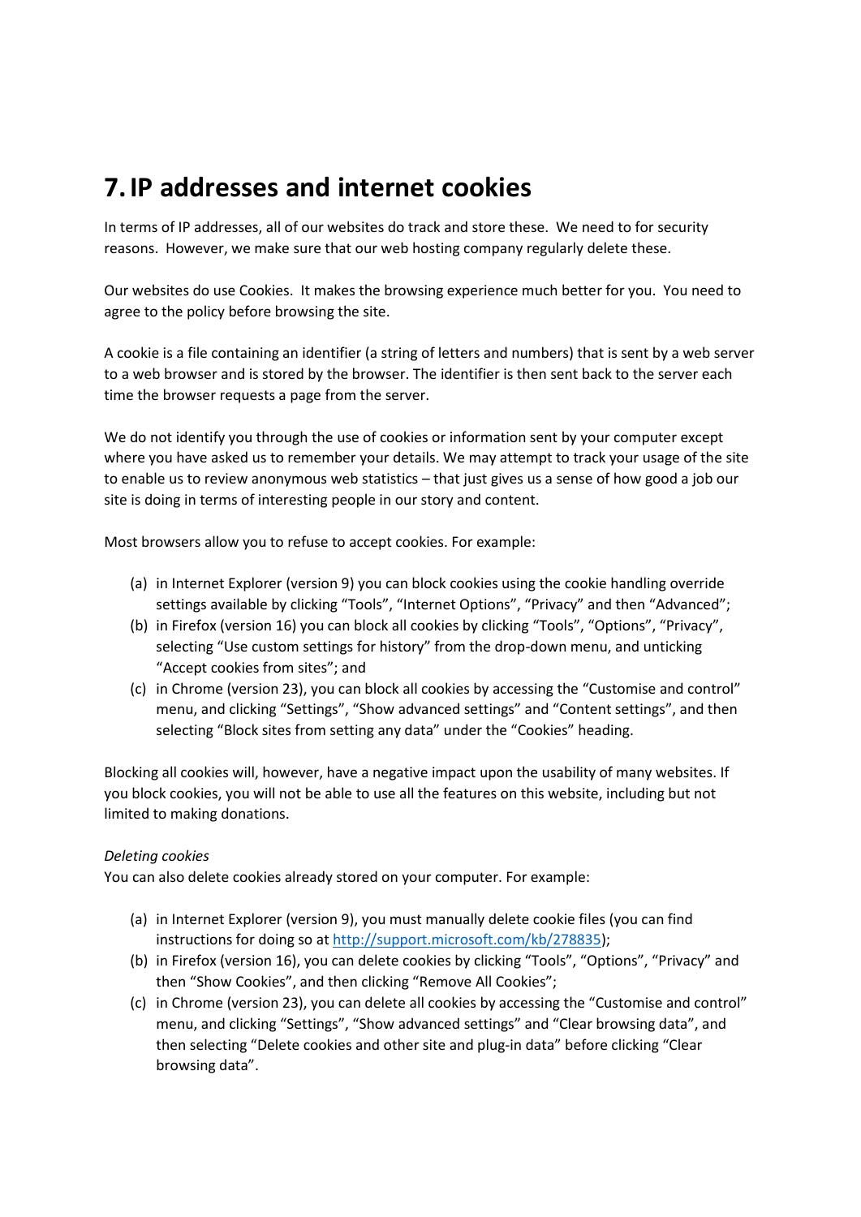# 7. IP addresses and internet cookies

In terms of IP addresses, all of our websites do track and store these. We need to for security reasons. However, we make sure that our web hosting company regularly delete these.

Our websites do use Cookies. It makes the browsing experience much better for you. You need to agree to the policy before browsing the site.

A cookie is a file containing an identifier (a string of letters and numbers) that is sent by a web server to a web browser and is stored by the browser. The identifier is then sent back to the server each time the browser requests a page from the server.

We do not identify you through the use of cookies or information sent by your computer except where you have asked us to remember your details. We may attempt to track your usage of the site to enable us to review anonymous web statistics – that just gives us a sense of how good a job our site is doing in terms of interesting people in our story and content.

Most browsers allow you to refuse to accept cookies. For example:

(a) in Internet Explorer (version 9) you can block cookies using the cookie handling override settings available by clicking “Tools”, “Internet Options”, “Privacy” and then “Advanced”;
(b) in Firefox (version 16) you can block all cookies by clicking “Tools”, “Options”, “Privacy”, selecting “Use custom settings for history” from the drop-down menu, and unticking “Accept cookies from sites”; and
(c) in Chrome (version 23), you can block all cookies by accessing the “Customise and control” menu, and clicking “Settings”, “Show advanced settings” and “Content settings”, and then selecting “Block sites from setting any data” under the “Cookies” heading.

Blocking all cookies will, however, have a negative impact upon the usability of many websites. If you block cookies, you will not be able to use all the features on this website, including but not limited to making donations.

*Deleting cookies*
You can also delete cookies already stored on your computer. For example:

(a) in Internet Explorer (version 9), you must manually delete cookie files (you can find instructions for doing so at [http://support.microsoft.com/kb/278835](http://support.microsoft.com/kb/278835));
(b) in Firefox (version 16), you can delete cookies by clicking “Tools”, “Options”, “Privacy” and then “Show Cookies”, and then clicking “Remove All Cookies”;
(c) in Chrome (version 23), you can delete all cookies by accessing the “Customise and control” menu, and clicking “Settings”, “Show advanced settings” and “Clear browsing data”, and then selecting “Delete cookies and other site and plug-in data” before clicking “Clear browsing data”.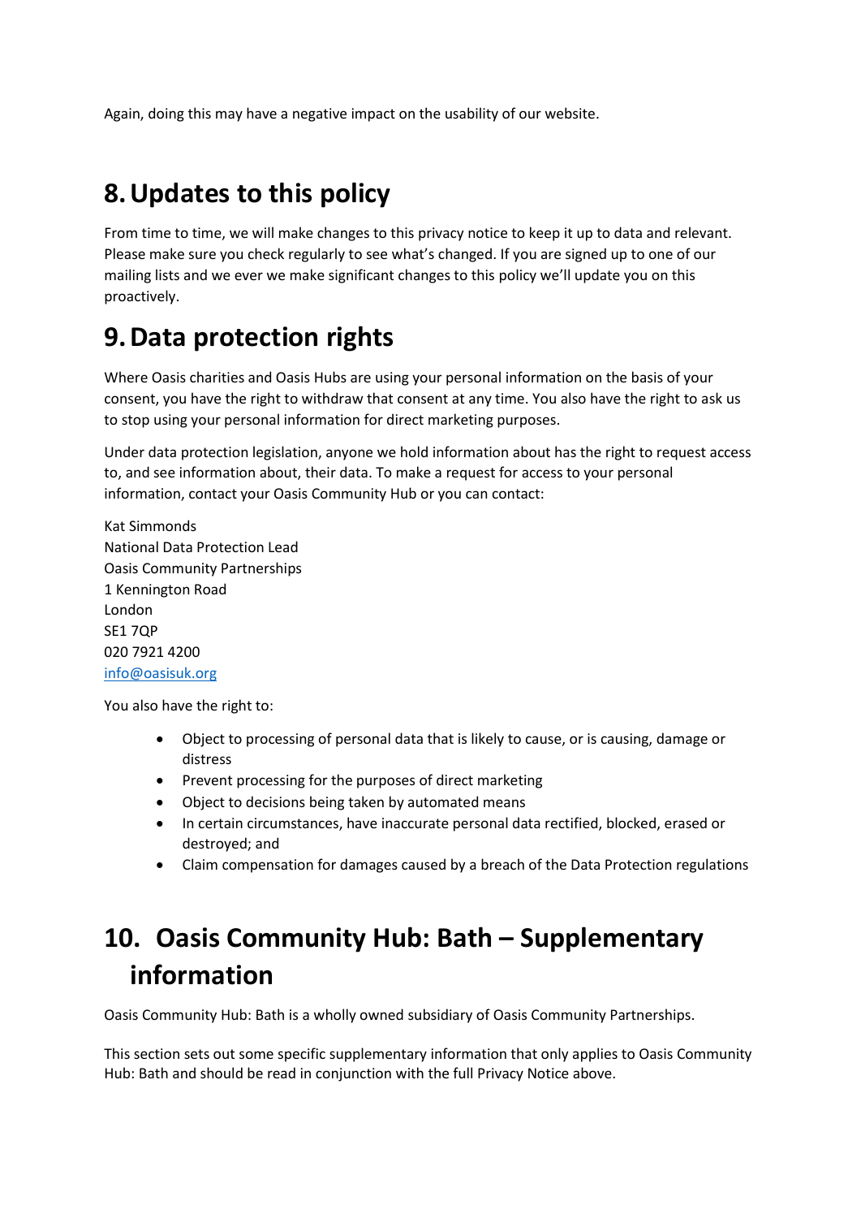Again, doing this may have a negative impact on the usability of our website.

## 8. Updates to this policy

From time to time, we will make changes to this privacy notice to keep it up to data and relevant. Please make sure you check regularly to see what's changed. If you are signed up to one of our mailing lists and we ever we make significant changes to this policy we'll update you on this proactively.

## 9. Data protection rights

Where Oasis charities and Oasis Hubs are using your personal information on the basis of your consent, you have the right to withdraw that consent at any time. You also have the right to ask us to stop using your personal information for direct marketing purposes.

Under data protection legislation, anyone we hold information about has the right to request access to, and see information about, their data. To make a request for access to your personal information, contact your Oasis Community Hub or you can contact:

Kat Simmonds
National Data Protection Lead
Oasis Community Partnerships
1 Kennington Road
London
SE1 7QP
020 7921 4200
info@oasisuk.org

You also have the right to:

- Object to processing of personal data that is likely to cause, or is causing, damage or distress
- Prevent processing for the purposes of direct marketing
- Object to decisions being taken by automated means
- In certain circumstances, have inaccurate personal data rectified, blocked, erased or destroyed; and
- Claim compensation for damages caused by a breach of the Data Protection regulations

## 10. Oasis Community Hub: Bath – Supplementary information

Oasis Community Hub: Bath is a wholly owned subsidiary of Oasis Community Partnerships.

This section sets out some specific supplementary information that only applies to Oasis Community Hub: Bath and should be read in conjunction with the full Privacy Notice above.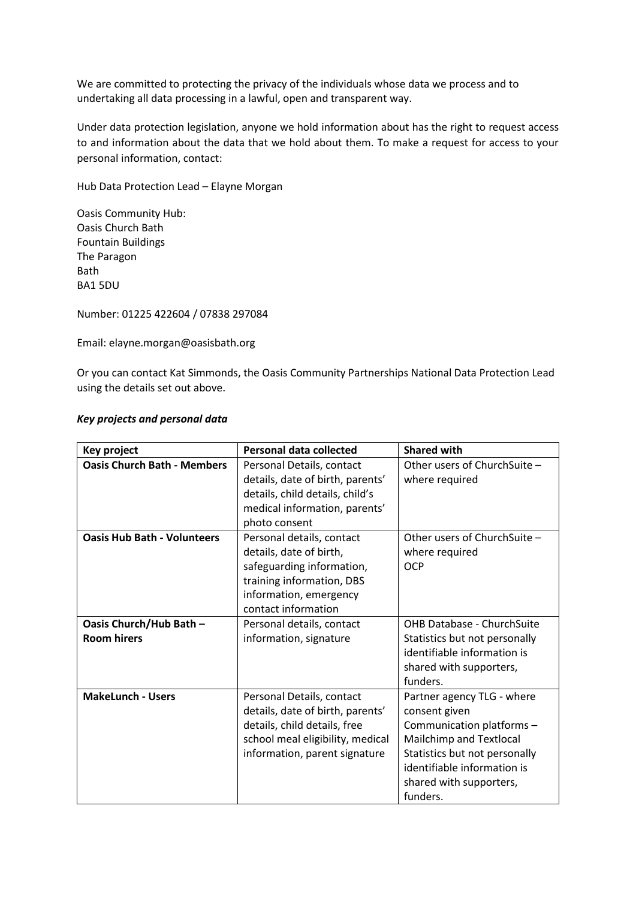We are committed to protecting the privacy of the individuals whose data we process and to undertaking all data processing in a lawful, open and transparent way.

Under data protection legislation, anyone we hold information about has the right to request access to and information about the data that we hold about them. To make a request for access to your personal information, contact:

Hub Data Protection Lead – Elayne Morgan

Oasis Community Hub:
Oasis Church Bath
Fountain Buildings
The Paragon
Bath
BA1 5DU

Number: 01225 422604 / 07838 297084

Email: elayne.morgan@oasisbath.org

Or you can contact Kat Simmonds, the Oasis Community Partnerships National Data Protection Lead using the details set out above.

***Key projects and personal data***

| **Key project** | **Personal data collected** | **Shared with** |
|---|---|---|
| **Oasis Church Bath - Members** | Personal Details, contact details, date of birth, parents' details, child details, child's medical information, parents' photo consent | Other users of ChurchSuite – where required |
| **Oasis Hub Bath - Volunteers** | Personal details, contact details, date of birth, safeguarding information, training information, DBS information, emergency contact information | Other users of ChurchSuite – where required<br>OCP |
| **Oasis Church/Hub Bath – Room hirers** | Personal details, contact information, signature | OHB Database - ChurchSuite<br>Statistics but not personally identifiable information is shared with supporters, funders. |
| **MakeLunch - Users** | Personal Details, contact details, date of birth, parents' details, child details, free school meal eligibility, medical information, parent signature | Partner agency TLG - where consent given<br>Communication platforms – Mailchimp and Textlocal<br>Statistics but not personally identifiable information is shared with supporters, funders. |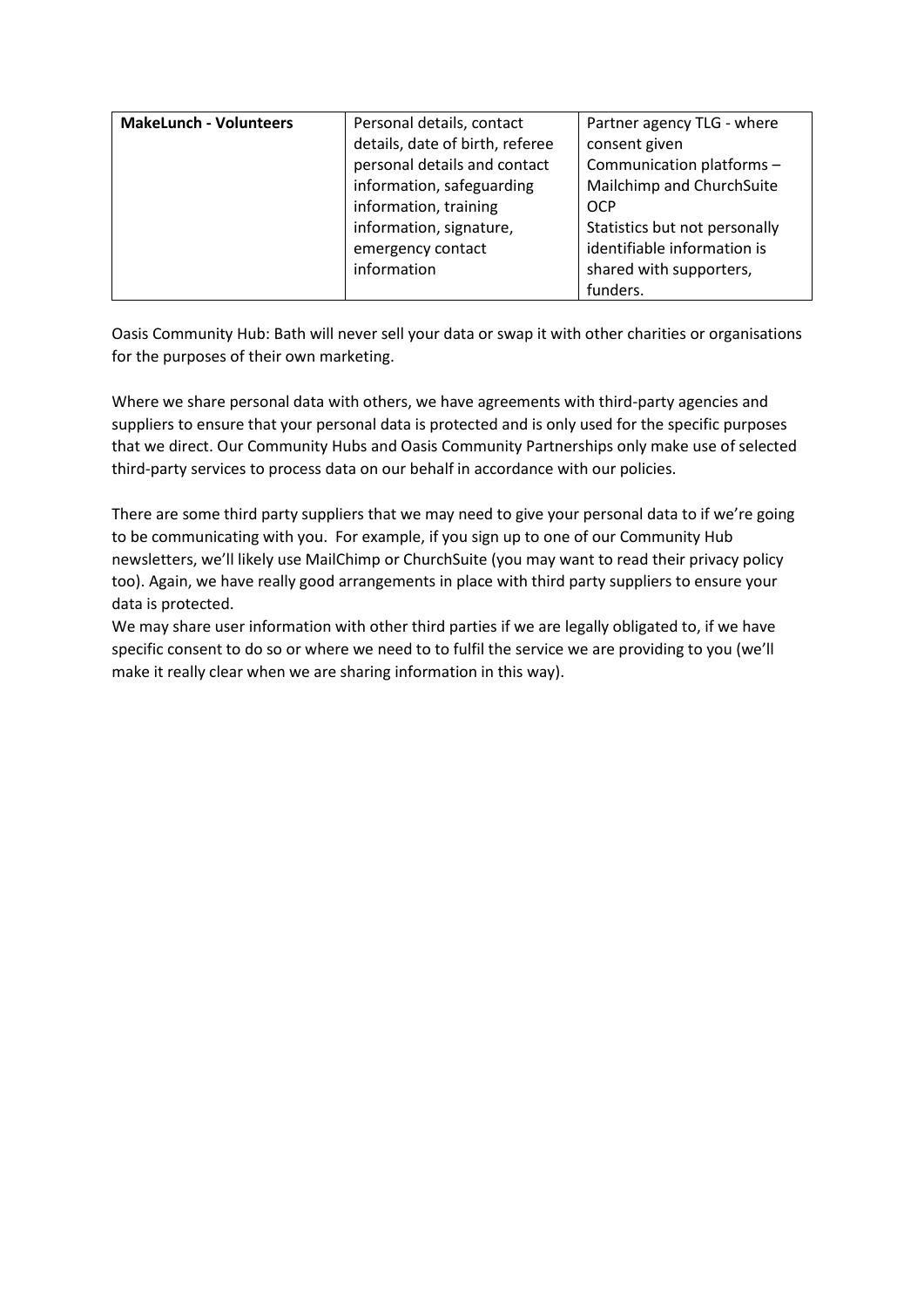| | | |
|---|---|---|
| **MakeLunch - Volunteers** | Personal details, contact details, date of birth, referee personal details and contact information, safeguarding information, training information, signature, emergency contact information | Partner agency TLG - where consent given<br>Communication platforms – Mailchimp and ChurchSuite<br>OCP<br>Statistics but not personally identifiable information is shared with supporters, funders. |

Oasis Community Hub: Bath will never sell your data or swap it with other charities or organisations for the purposes of their own marketing.

Where we share personal data with others, we have agreements with third-party agencies and suppliers to ensure that your personal data is protected and is only used for the specific purposes that we direct. Our Community Hubs and Oasis Community Partnerships only make use of selected third-party services to process data on our behalf in accordance with our policies.

There are some third party suppliers that we may need to give your personal data to if we're going to be communicating with you. For example, if you sign up to one of our Community Hub newsletters, we'll likely use MailChimp or ChurchSuite (you may want to read their privacy policy too). Again, we have really good arrangements in place with third party suppliers to ensure your data is protected.

We may share user information with other third parties if we are legally obligated to, if we have specific consent to do so or where we need to to fulfil the service we are providing to you (we'll make it really clear when we are sharing information in this way).